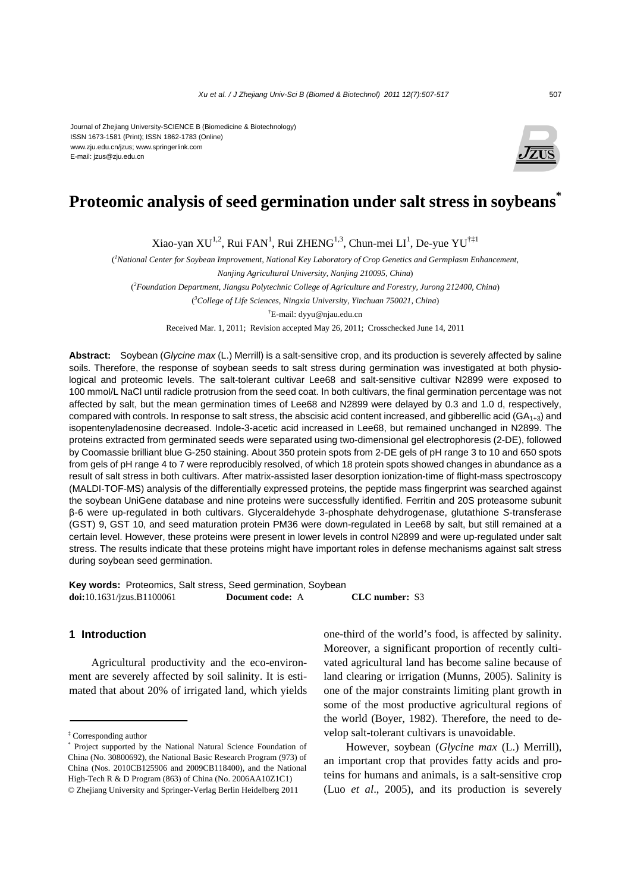Journal of Zhejiang University-SCIENCE B (Biomedicine & Biotechnology)
ISSN 1673-1581 (Print); ISSN 1862-1783 (Online)
www.zju.edu.cn/jzus; www.springerlink.com
E-mail: jzus@zju.edu.cn

# Proteomic analysis of seed germination under salt stress in soybeans*

Xiao-yan XU[1,2], Rui FAN[1], Rui ZHENG[1,3], Chun-mei LI[1], De-yue YU[†‡1]

([1]*National Center for Soybean Improvement, National Key Laboratory of Crop Genetics and Germplasm Enhancement, Nanjing Agricultural University, Nanjing 210095, China*)

([2]*Foundation Department, Jiangsu Polytechnic College of Agriculture and Forestry, Jurong 212400, China*)

([3]*College of Life Sciences, Ningxia University, Yinchuan 750021, China*)

[†]E-mail: dyyu@njau.edu.cn

Received Mar. 1, 2011; Revision accepted May 26, 2011; Crosschecked June 14, 2011

**Abstract:** Soybean (*Glycine max* (L.) Merrill) is a salt-sensitive crop, and its production is severely affected by saline soils. Therefore, the response of soybean seeds to salt stress during germination was investigated at both physiological and proteomic levels. The salt-tolerant cultivar Lee68 and salt-sensitive cultivar N2899 were exposed to 100 mmol/L NaCl until radicle protrusion from the seed coat. In both cultivars, the final germination percentage was not affected by salt, but the mean germination times of Lee68 and N2899 were delayed by 0.3 and 1.0 d, respectively, compared with controls. In response to salt stress, the abscisic acid content increased, and gibberellic acid ($GA_{1+3}$) and isopentenyladenosine decreased. Indole-3-acetic acid increased in Lee68, but remained unchanged in N2899. The proteins extracted from germinated seeds were separated using two-dimensional gel electrophoresis (2-DE), followed by Coomassie brilliant blue G-250 staining. About 350 protein spots from 2-DE gels of pH range 3 to 10 and 650 spots from gels of pH range 4 to 7 were reproducibly resolved, of which 18 protein spots showed changes in abundance as a result of salt stress in both cultivars. After matrix-assisted laser desorption ionization-time of flight-mass spectroscopy (MALDI-TOF-MS) analysis of the differentially expressed proteins, the peptide mass fingerprint was searched against the soybean UniGene database and nine proteins were successfully identified. Ferritin and 20S proteasome subunit β-6 were up-regulated in both cultivars. Glyceraldehyde 3-phosphate dehydrogenase, glutathione *S*-transferase (GST) 9, GST 10, and seed maturation protein PM36 were down-regulated in Lee68 by salt, but still remained at a certain level. However, these proteins were present in lower levels in control N2899 and were up-regulated under salt stress. The results indicate that these proteins might have important roles in defense mechanisms against salt stress during soybean seed germination.

**Key words:** Proteomics, Salt stress, Seed germination, Soybean
**doi:**10.1631/jzus.B1100061 **Document code:** A **CLC number:** S3

## 1 Introduction

Agricultural productivity and the eco-environment are severely affected by soil salinity. It is estimated that about 20% of irrigated land, which yields one-third of the world's food, is affected by salinity. Moreover, a significant proportion of recently cultivated agricultural land has become saline because of land clearing or irrigation (Munns, 2005). Salinity is one of the major constraints limiting plant growth in some of the most productive agricultural regions of the world (Boyer, 1982). Therefore, the need to develop salt-tolerant cultivars is unavoidable.

However, soybean (*Glycine max* (L.) Merrill), an important crop that provides fatty acids and proteins for humans and animals, is a salt-sensitive crop (Luo *et al*., 2005), and its production is severely

‡ Corresponding author

\* Project supported by the National Natural Science Foundation of China (No. 30800692), the National Basic Research Program (973) of China (Nos. 2010CB125906 and 2009CB118400), and the National High-Tech R & D Program (863) of China (No. 2006AA10Z1C1)

© Zhejiang University and Springer-Verlag Berlin Heidelberg 2011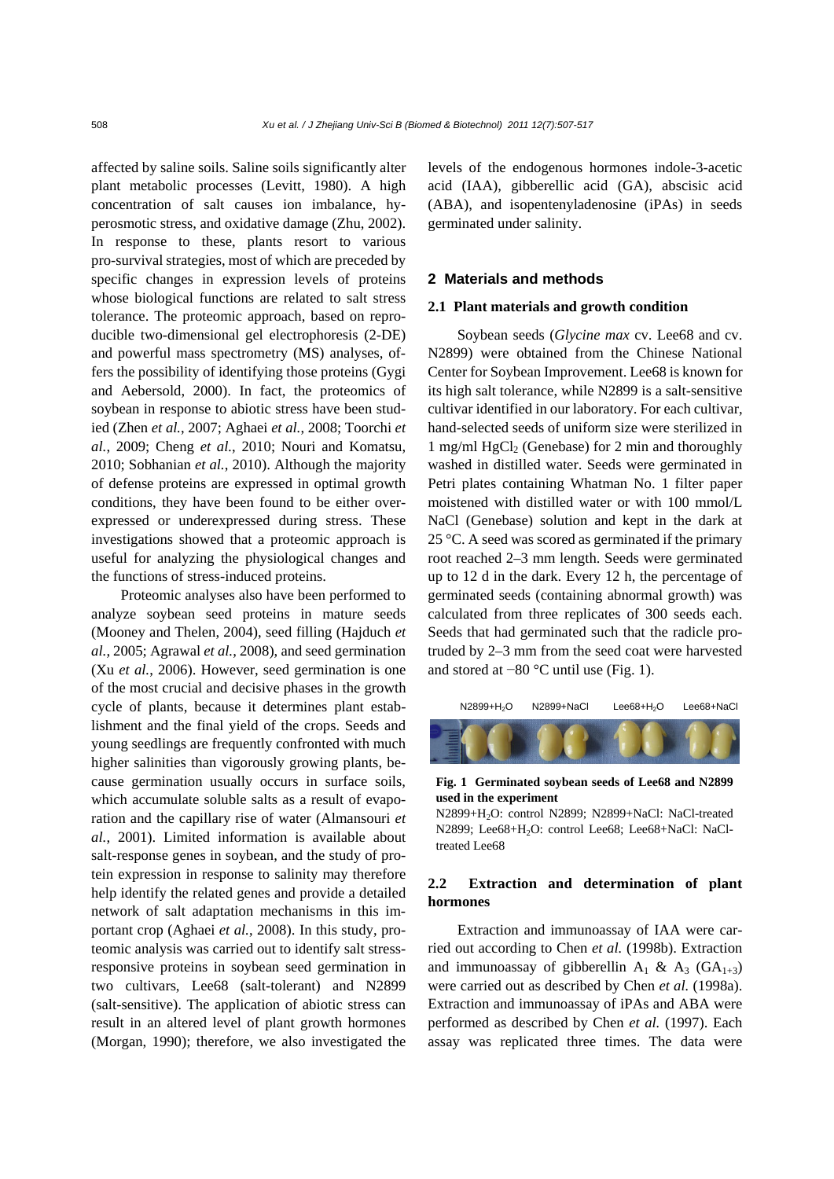affected by saline soils. Saline soils significantly alter plant metabolic processes (Levitt, 1980). A high concentration of salt causes ion imbalance, hyperosmotic stress, and oxidative damage (Zhu, 2002). In response to these, plants resort to various pro-survival strategies, most of which are preceded by specific changes in expression levels of proteins whose biological functions are related to salt stress tolerance. The proteomic approach, based on reproducible two-dimensional gel electrophoresis (2-DE) and powerful mass spectrometry (MS) analyses, offers the possibility of identifying those proteins (Gygi and Aebersold, 2000). In fact, the proteomics of soybean in response to abiotic stress have been studied (Zhen *et al.*, 2007; Aghaei *et al.*, 2008; Toorchi *et al.*, 2009; Cheng *et al.*, 2010; Nouri and Komatsu, 2010; Sobhanian *et al.*, 2010). Although the majority of defense proteins are expressed in optimal growth conditions, they have been found to be either overexpressed or underexpressed during stress. These investigations showed that a proteomic approach is useful for analyzing the physiological changes and the functions of stress-induced proteins.

Proteomic analyses also have been performed to analyze soybean seed proteins in mature seeds (Mooney and Thelen, 2004), seed filling (Hajduch *et al.*, 2005; Agrawal *et al.*, 2008), and seed germination (Xu *et al.*, 2006). However, seed germination is one of the most crucial and decisive phases in the growth cycle of plants, because it determines plant establishment and the final yield of the crops. Seeds and young seedlings are frequently confronted with much higher salinities than vigorously growing plants, because germination usually occurs in surface soils, which accumulate soluble salts as a result of evaporation and the capillary rise of water (Almansouri *et al.*, 2001). Limited information is available about salt-response genes in soybean, and the study of protein expression in response to salinity may therefore help identify the related genes and provide a detailed network of salt adaptation mechanisms in this important crop (Aghaei *et al.*, 2008). In this study, proteomic analysis was carried out to identify salt stress-responsive proteins in soybean seed germination in two cultivars, Lee68 (salt-tolerant) and N2899 (salt-sensitive). The application of abiotic stress can result in an altered level of plant growth hormones (Morgan, 1990); therefore, we also investigated the levels of the endogenous hormones indole-3-acetic acid (IAA), gibberellic acid (GA), abscisic acid (ABA), and isopentenyladenosine (iPAs) in seeds germinated under salinity.

## 2 Materials and methods

### 2.1 Plant materials and growth condition

Soybean seeds (*Glycine max* cv. Lee68 and cv. N2899) were obtained from the Chinese National Center for Soybean Improvement. Lee68 is known for its high salt tolerance, while N2899 is a salt-sensitive cultivar identified in our laboratory. For each cultivar, hand-selected seeds of uniform size were sterilized in 1 mg/ml $HgCl_2$ (Genebase) for 2 min and thoroughly washed in distilled water. Seeds were germinated in Petri plates containing Whatman No. 1 filter paper moistened with distilled water or with 100 mmol/L NaCl (Genebase) solution and kept in the dark at 25 °C. A seed was scored as germinated if the primary root reached 2–3 mm length. Seeds were germinated up to 12 d in the dark. Every 12 h, the percentage of germinated seeds (containing abnormal growth) was calculated from three replicates of 300 seeds each. Seeds that had germinated such that the radicle protruded by 2–3 mm from the seed coat were harvested and stored at −80 °C until use (Fig. 1).

N2899+$H_2O$ N2899+NaCl Lee68+$H_2O$ Lee68+NaCl

**Fig. 1 Germinated soybean seeds of Lee68 and N2899 used in the experiment**

N2899+$H_2O$: control N2899; N2899+NaCl: NaCl-treated N2899; Lee68+$H_2O$: control Lee68; Lee68+NaCl: NaCl-treated Lee68

### 2.2 Extraction and determination of plant hormones

Extraction and immunoassay of IAA were carried out according to Chen *et al.* (1998b). Extraction and immunoassay of gibberellin $A_1$ & $A_3$ ($GA_{1+3}$) were carried out as described by Chen *et al.* (1998a). Extraction and immunoassay of iPAs and ABA were performed as described by Chen *et al.* (1997). Each assay was replicated three times. The data were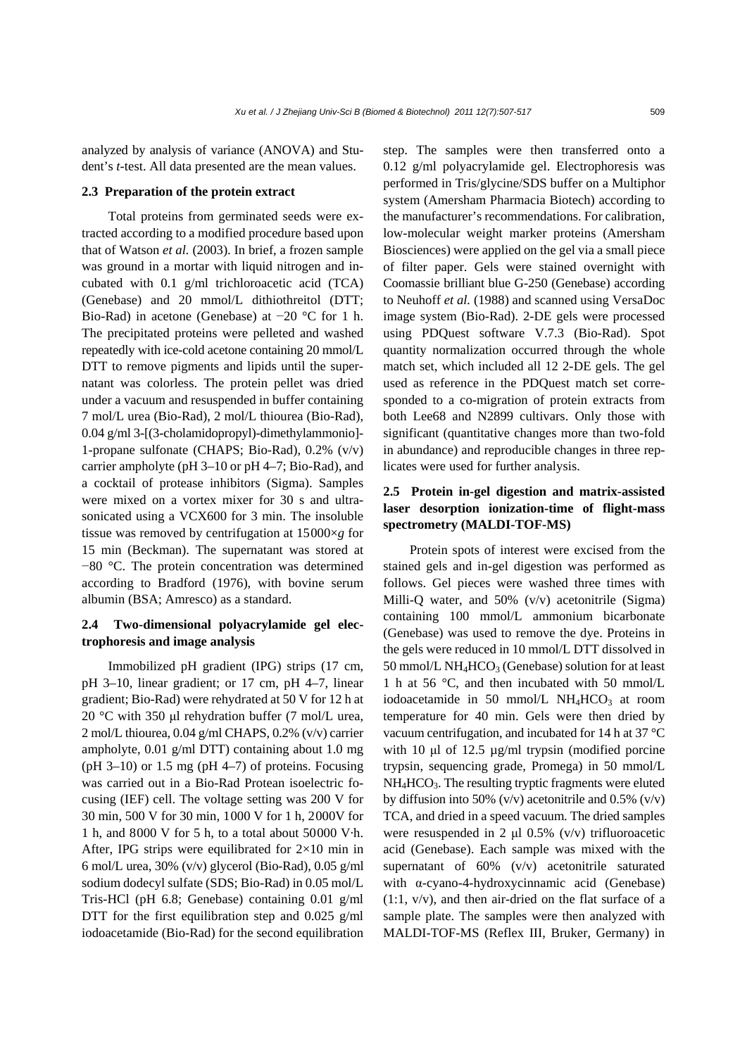analyzed by analysis of variance (ANOVA) and Student's *t*-test. All data presented are the mean values.

### 2.3 Preparation of the protein extract

Total proteins from germinated seeds were extracted according to a modified procedure based upon that of Watson *et al.* (2003). In brief, a frozen sample was ground in a mortar with liquid nitrogen and incubated with 0.1 g/ml trichloroacetic acid (TCA) (Genebase) and 20 mmol/L dithiothreitol (DTT; Bio-Rad) in acetone (Genebase) at −20 °C for 1 h. The precipitated proteins were pelleted and washed repeatedly with ice-cold acetone containing 20 mmol/L DTT to remove pigments and lipids until the supernatant was colorless. The protein pellet was dried under a vacuum and resuspended in buffer containing 7 mol/L urea (Bio-Rad), 2 mol/L thiourea (Bio-Rad), 0.04 g/ml 3-[(3-cholamidopropyl)-dimethylammonio]-1-propane sulfonate (CHAPS; Bio-Rad), 0.2% (v/v) carrier ampholyte (pH 3–10 or pH 4–7; Bio-Rad), and a cocktail of protease inhibitors (Sigma). Samples were mixed on a vortex mixer for 30 s and ultrasonicated using a VCX600 for 3 min. The insoluble tissue was removed by centrifugation at 15000×*g* for 15 min (Beckman). The supernatant was stored at −80 °C. The protein concentration was determined according to Bradford (1976), with bovine serum albumin (BSA; Amresco) as a standard.

### 2.4 Two-dimensional polyacrylamide gel electrophoresis and image analysis

Immobilized pH gradient (IPG) strips (17 cm, pH 3–10, linear gradient; or 17 cm, pH 4–7, linear gradient; Bio-Rad) were rehydrated at 50 V for 12 h at 20 °C with 350 μl rehydration buffer (7 mol/L urea, 2 mol/L thiourea, 0.04 g/ml CHAPS, 0.2% (v/v) carrier ampholyte, 0.01 g/ml DTT) containing about 1.0 mg (pH 3–10) or 1.5 mg (pH 4–7) of proteins. Focusing was carried out in a Bio-Rad Protean isoelectric focusing (IEF) cell. The voltage setting was 200 V for 30 min, 500 V for 30 min, 1000 V for 1 h, 2000V for 1 h, and 8000 V for 5 h, to a total about 50000 V·h. After, IPG strips were equilibrated for 2×10 min in 6 mol/L urea, 30% (v/v) glycerol (Bio-Rad), 0.05 g/ml sodium dodecyl sulfate (SDS; Bio-Rad) in 0.05 mol/L Tris-HCl (pH 6.8; Genebase) containing 0.01 g/ml DTT for the first equilibration step and 0.025 g/ml iodoacetamide (Bio-Rad) for the second equilibration step. The samples were then transferred onto a 0.12 g/ml polyacrylamide gel. Electrophoresis was performed in Tris/glycine/SDS buffer on a Multiphor system (Amersham Pharmacia Biotech) according to the manufacturer's recommendations. For calibration, low-molecular weight marker proteins (Amersham Biosciences) were applied on the gel via a small piece of filter paper. Gels were stained overnight with Coomassie brilliant blue G-250 (Genebase) according to Neuhoff *et al.* (1988) and scanned using VersaDoc image system (Bio-Rad). 2-DE gels were processed using PDQuest software V.7.3 (Bio-Rad). Spot quantity normalization occurred through the whole match set, which included all 12 2-DE gels. The gel used as reference in the PDQuest match set corresponded to a co-migration of protein extracts from both Lee68 and N2899 cultivars. Only those with significant (quantitative changes more than two-fold in abundance) and reproducible changes in three replicates were used for further analysis.

### 2.5 Protein in-gel digestion and matrix-assisted laser desorption ionization-time of flight-mass spectrometry (MALDI-TOF-MS)

Protein spots of interest were excised from the stained gels and in-gel digestion was performed as follows. Gel pieces were washed three times with Milli-Q water, and 50% (v/v) acetonitrile (Sigma) containing 100 mmol/L ammonium bicarbonate (Genebase) was used to remove the dye. Proteins in the gels were reduced in 10 mmol/L DTT dissolved in 50 mmol/L $NH_4HCO_3$ (Genebase) solution for at least 1 h at 56 °C, and then incubated with 50 mmol/L iodoacetamide in 50 mmol/L $NH_4HCO_3$ at room temperature for 40 min. Gels were then dried by vacuum centrifugation, and incubated for 14 h at 37 °C with 10 μl of 12.5 μg/ml trypsin (modified porcine trypsin, sequencing grade, Promega) in 50 mmol/L $NH_4HCO_3$. The resulting tryptic fragments were eluted by diffusion into 50% (v/v) acetonitrile and 0.5% (v/v) TCA, and dried in a speed vacuum. The dried samples were resuspended in 2 μl 0.5% (v/v) trifluoroacetic acid (Genebase). Each sample was mixed with the supernatant of 60% (v/v) acetonitrile saturated with α-cyano-4-hydroxycinnamic acid (Genebase) (1:1, v/v), and then air-dried on the flat surface of a sample plate. The samples were then analyzed with MALDI-TOF-MS (Reflex III, Bruker, Germany) in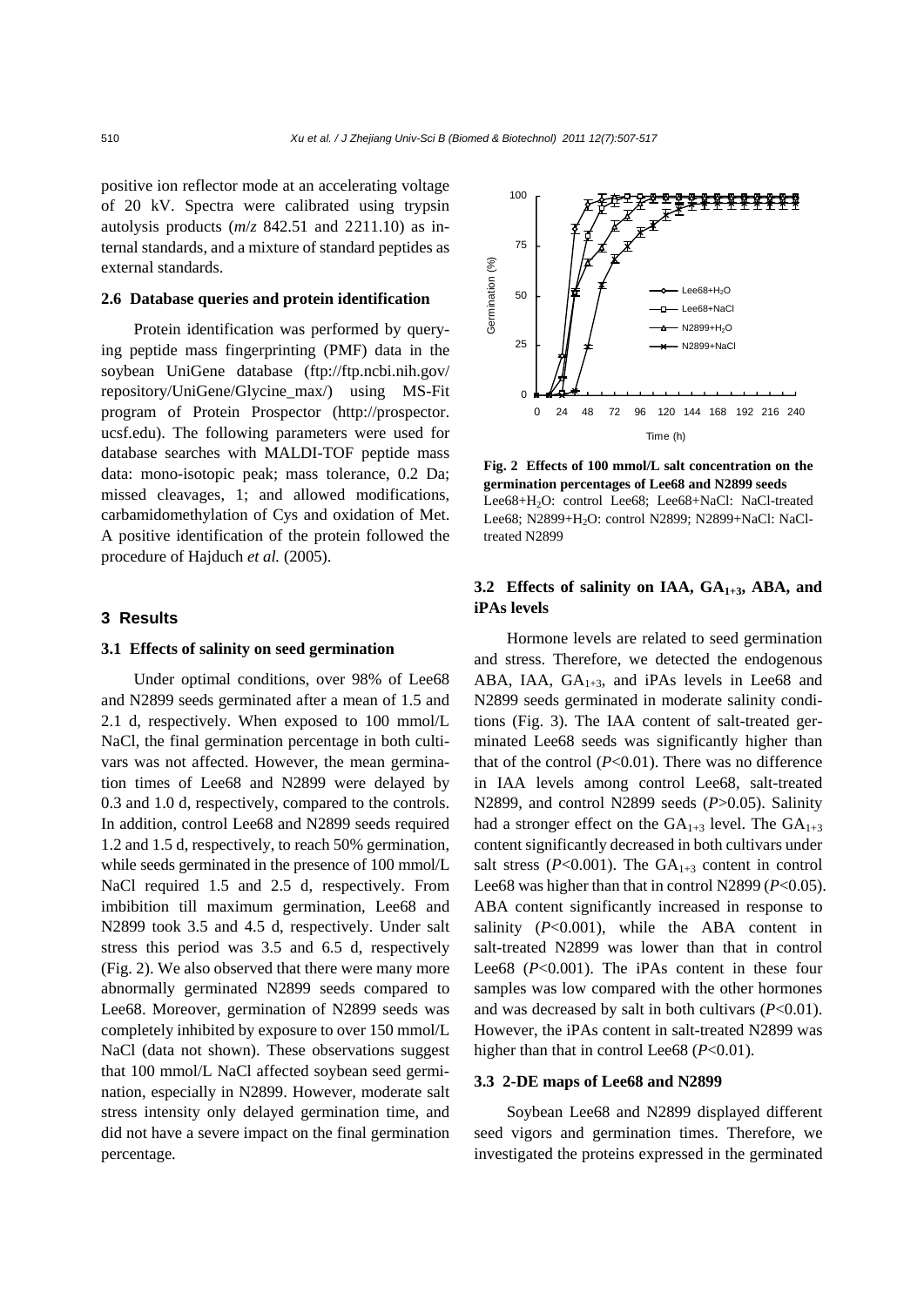positive ion reflector mode at an accelerating voltage of 20 kV. Spectra were calibrated using trypsin autolysis products (*m*/*z* 842.51 and 2211.10) as internal standards, and a mixture of standard peptides as external standards.

### 2.6 Database queries and protein identification

Protein identification was performed by querying peptide mass fingerprinting (PMF) data in the soybean UniGene database (ftp://ftp.ncbi.nih.gov/repository/UniGene/Glycine_max/) using MS-Fit program of Protein Prospector (http://prospector.ucsf.edu). The following parameters were used for database searches with MALDI-TOF peptide mass data: mono-isotopic peak; mass tolerance, 0.2 Da; missed cleavages, 1; and allowed modifications, carbamidomethylation of Cys and oxidation of Met. A positive identification of the protein followed the procedure of Hajduch *et al.* (2005).

## 3 Results

### 3.1 Effects of salinity on seed germination

Under optimal conditions, over 98% of Lee68 and N2899 seeds germinated after a mean of 1.5 and 2.1 d, respectively. When exposed to 100 mmol/L NaCl, the final germination percentage in both cultivars was not affected. However, the mean germination times of Lee68 and N2899 were delayed by 0.3 and 1.0 d, respectively, compared to the controls. In addition, control Lee68 and N2899 seeds required 1.2 and 1.5 d, respectively, to reach 50% germination, while seeds germinated in the presence of 100 mmol/L NaCl required 1.5 and 2.5 d, respectively. From imbibition till maximum germination, Lee68 and N2899 took 3.5 and 4.5 d, respectively. Under salt stress this period was 3.5 and 6.5 d, respectively (Fig. 2). We also observed that there were many more abnormally germinated N2899 seeds compared to Lee68. Moreover, germination of N2899 seeds was completely inhibited by exposure to over 150 mmol/L NaCl (data not shown). These observations suggest that 100 mmol/L NaCl affected soybean seed germination, especially in N2899. However, moderate salt stress intensity only delayed germination time, and did not have a severe impact on the final germination percentage.

**Fig. 2 Effects of 100 mmol/L salt concentration on the germination percentages of Lee68 and N2899 seeds**
Lee68+$H_2O$: control Lee68; Lee68+NaCl: NaCl-treated Lee68; N2899+$H_2O$: control N2899; N2899+NaCl: NaCl-treated N2899

### 3.2 Effects of salinity on IAA, $GA_{1+3}$, ABA, and iPAs levels

Hormone levels are related to seed germination and stress. Therefore, we detected the endogenous ABA, IAA, $GA_{1+3}$, and iPAs levels in Lee68 and N2899 seeds germinated in moderate salinity conditions (Fig. 3). The IAA content of salt-treated germinated Lee68 seeds was significantly higher than that of the control ($P$<0.01). There was no difference in IAA levels among control Lee68, salt-treated N2899, and control N2899 seeds ($P$>0.05). Salinity had a stronger effect on the $GA_{1+3}$ level. The $GA_{1+3}$ content significantly decreased in both cultivars under salt stress ($P$<0.001). The $GA_{1+3}$ content in control Lee68 was higher than that in control N2899 ($P$<0.05). ABA content significantly increased in response to salinity ($P$<0.001), while the ABA content in salt-treated N2899 was lower than that in control Lee68 ($P$<0.001). The iPAs content in these four samples was low compared with the other hormones and was decreased by salt in both cultivars ($P$<0.01). However, the iPAs content in salt-treated N2899 was higher than that in control Lee68 ($P$<0.01).

### 3.3 2-DE maps of Lee68 and N2899

Soybean Lee68 and N2899 displayed different seed vigors and germination times. Therefore, we investigated the proteins expressed in the germinated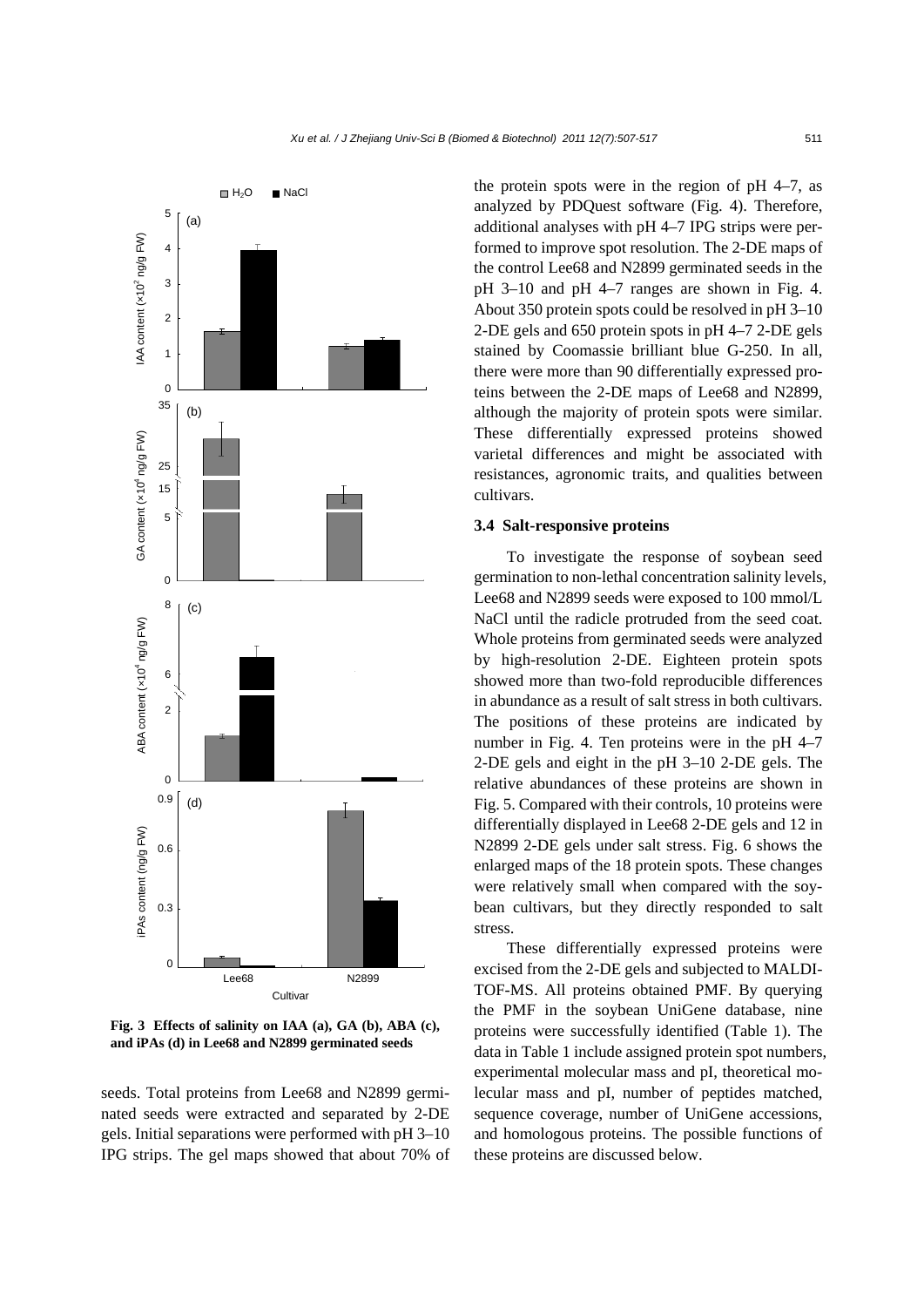Fig. 3 Effects of salinity on IAA (a), GA (b), ABA (c), and iPAs (d) in Lee68 and N2899 germinated seeds

seeds. Total proteins from Lee68 and N2899 germinated seeds were extracted and separated by 2-DE gels. Initial separations were performed with pH 3–10 IPG strips. The gel maps showed that about 70% of the protein spots were in the region of pH 4–7, as analyzed by PDQuest software (Fig. 4). Therefore, additional analyses with pH 4–7 IPG strips were performed to improve spot resolution. The 2-DE maps of the control Lee68 and N2899 germinated seeds in the pH 3–10 and pH 4–7 ranges are shown in Fig. 4. About 350 protein spots could be resolved in pH 3–10 2-DE gels and 650 protein spots in pH 4–7 2-DE gels stained by Coomassie brilliant blue G-250. In all, there were more than 90 differentially expressed proteins between the 2-DE maps of Lee68 and N2899, although the majority of protein spots were similar. These differentially expressed proteins showed varietal differences and might be associated with resistances, agronomic traits, and qualities between cultivars.

### 3.4 Salt-responsive proteins

To investigate the response of soybean seed germination to non-lethal concentration salinity levels, Lee68 and N2899 seeds were exposed to 100 mmol/L NaCl until the radicle protruded from the seed coat. Whole proteins from germinated seeds were analyzed by high-resolution 2-DE. Eighteen protein spots showed more than two-fold reproducible differences in abundance as a result of salt stress in both cultivars. The positions of these proteins are indicated by number in Fig. 4. Ten proteins were in the pH 4–7 2-DE gels and eight in the pH 3–10 2-DE gels. The relative abundances of these proteins are shown in Fig. 5. Compared with their controls, 10 proteins were differentially displayed in Lee68 2-DE gels and 12 in N2899 2-DE gels under salt stress. Fig. 6 shows the enlarged maps of the 18 protein spots. These changes were relatively small when compared with the soybean cultivars, but they directly responded to salt stress.

These differentially expressed proteins were excised from the 2-DE gels and subjected to MALDI-TOF-MS. All proteins obtained PMF. By querying the PMF in the soybean UniGene database, nine proteins were successfully identified (Table 1). The data in Table 1 include assigned protein spot numbers, experimental molecular mass and pI, theoretical molecular mass and pI, number of peptides matched, sequence coverage, number of UniGene accessions, and homologous proteins. The possible functions of these proteins are discussed below.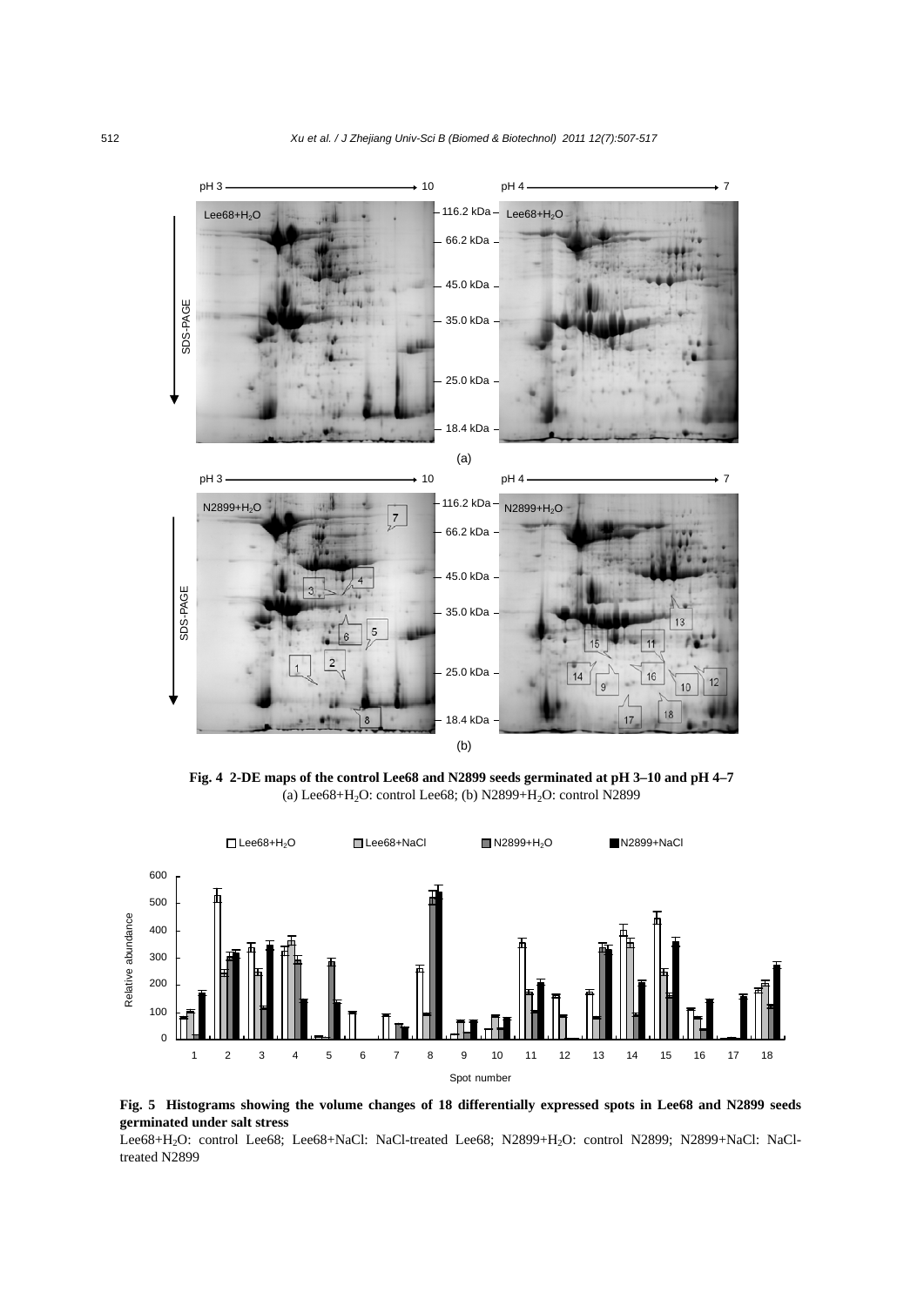**Fig. 4 2-DE maps of the control Lee68 and N2899 seeds germinated at pH 3–10 and pH 4–7**

(a) Lee68+$H_2O$: control Lee68; (b) N2899+$H_2O$: control N2899

**Fig. 5 Histograms showing the volume changes of 18 differentially expressed spots in Lee68 and N2899 seeds germinated under salt stress**

Lee68+$H_2O$: control Lee68; Lee68+NaCl: NaCl-treated Lee68; N2899+$H_2O$: control N2899; N2899+NaCl: NaCl-treated N2899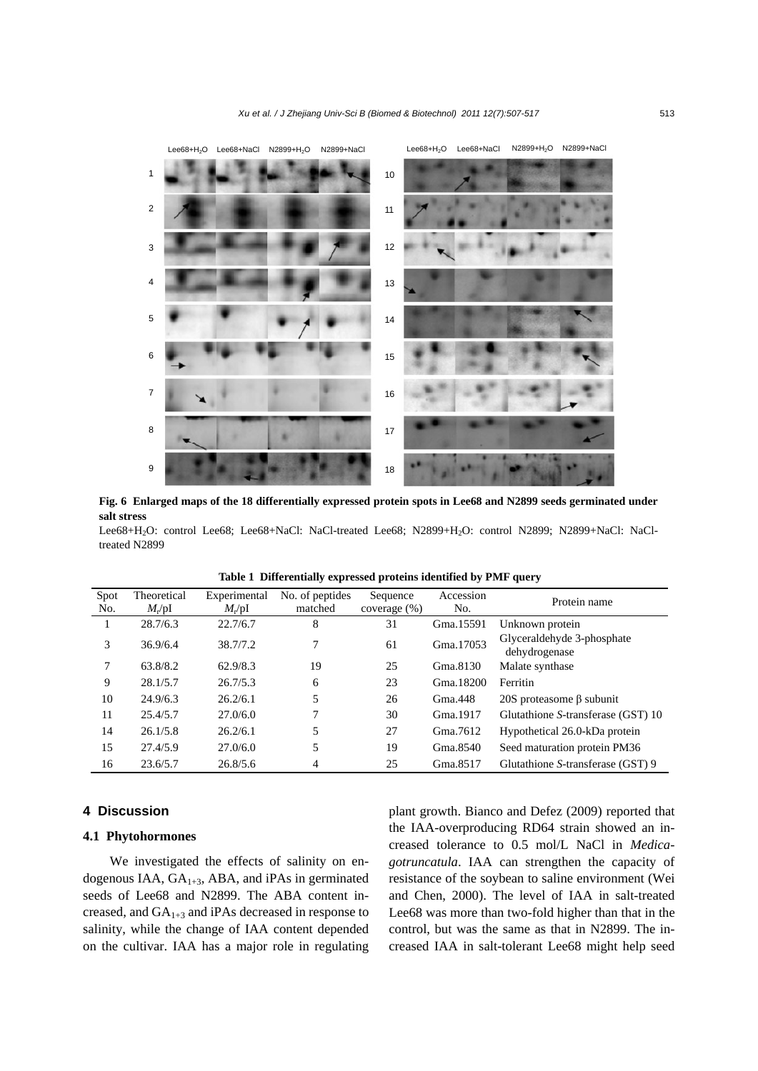**Fig. 6 Enlarged maps of the 18 differentially expressed protein spots in Lee68 and N2899 seeds germinated under salt stress**

Lee68+$H_2O$: control Lee68; Lee68+NaCl: NaCl-treated Lee68; N2899+$H_2O$: control N2899; N2899+NaCl: NaCl-treated N2899

**Table 1 Differentially expressed proteins identified by PMF query**

| Spot No. | Theoretical $M_r$/pI | Experimental $M_r$/pI | No. of peptides matched | Sequence coverage (%) | Accession No. | Protein name |
|---|---|---|---|---|---|---|
| 1 | 28.7/6.3 | 22.7/6.7 | 8 | 31 | Gma.15591 | Unknown protein |
| 3 | 36.9/6.4 | 38.7/7.2 | 7 | 61 | Gma.17053 | Glyceraldehyde 3-phosphate dehydrogenase |
| 7 | 63.8/8.2 | 62.9/8.3 | 19 | 25 | Gma.8130 | Malate synthase |
| 9 | 28.1/5.7 | 26.7/5.3 | 6 | 23 | Gma.18200 | Ferritin |
| 10 | 24.9/6.3 | 26.2/6.1 | 5 | 26 | Gma.448 | 20S proteasome β subunit |
| 11 | 25.4/5.7 | 27.0/6.0 | 7 | 30 | Gma.1917 | Glutathione *S*-transferase (GST) 10 |
| 14 | 26.1/5.8 | 26.2/6.1 | 5 | 27 | Gma.7612 | Hypothetical 26.0-kDa protein |
| 15 | 27.4/5.9 | 27.0/6.0 | 5 | 19 | Gma.8540 | Seed maturation protein PM36 |
| 16 | 23.6/5.7 | 26.8/5.6 | 4 | 25 | Gma.8517 | Glutathione *S*-transferase (GST) 9 |

## 4 Discussion

### 4.1 Phytohormones

We investigated the effects of salinity on endogenous IAA, $GA_{1+3}$, ABA, and iPAs in germinated seeds of Lee68 and N2899. The ABA content increased, and $GA_{1+3}$ and iPAs decreased in response to salinity, while the change of IAA content depended on the cultivar. IAA has a major role in regulating plant growth. Bianco and Defez (2009) reported that the IAA-overproducing RD64 strain showed an increased tolerance to 0.5 mol/L NaCl in *Medicagotruncatula*. IAA can strengthen the capacity of resistance of the soybean to saline environment (Wei and Chen, 2000). The level of IAA in salt-treated Lee68 was more than two-fold higher than that in the control, but was the same as that in N2899. The increased IAA in salt-tolerant Lee68 might help seed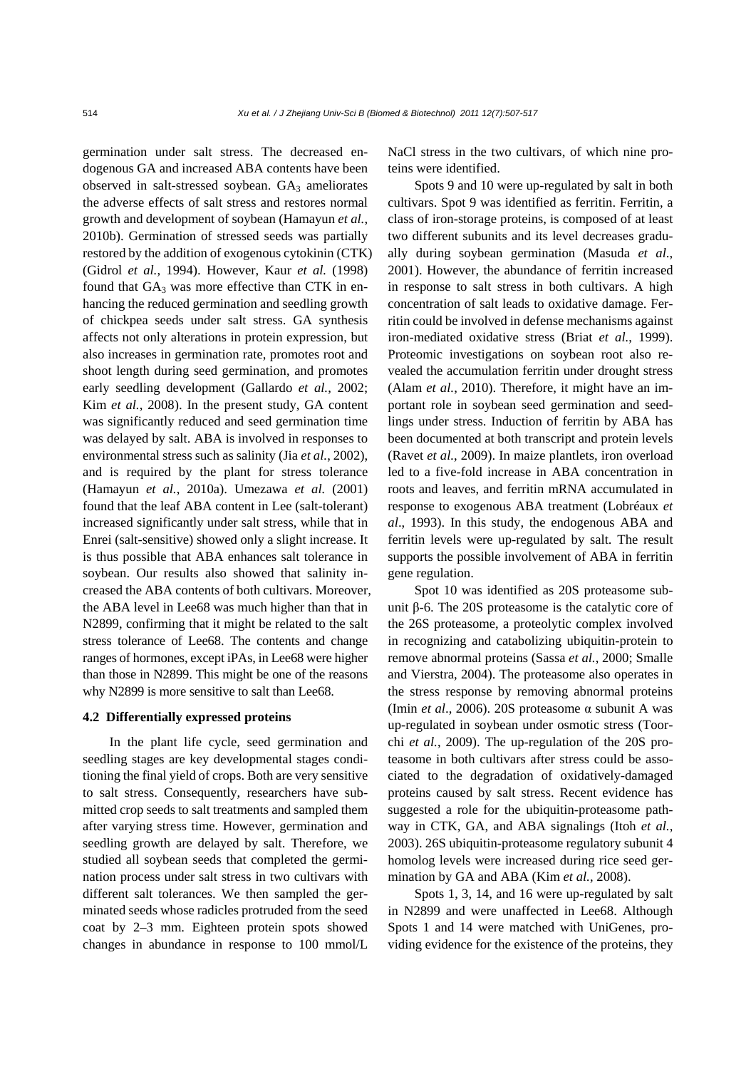germination under salt stress. The decreased endogenous GA and increased ABA contents have been observed in salt-stressed soybean. $GA_3$ ameliorates the adverse effects of salt stress and restores normal growth and development of soybean (Hamayun *et al.*, 2010b). Germination of stressed seeds was partially restored by the addition of exogenous cytokinin (CTK) (Gidrol *et al.*, 1994). However, Kaur *et al.* (1998) found that $GA_3$ was more effective than CTK in enhancing the reduced germination and seedling growth of chickpea seeds under salt stress. GA synthesis affects not only alterations in protein expression, but also increases in germination rate, promotes root and shoot length during seed germination, and promotes early seedling development (Gallardo *et al.*, 2002; Kim *et al.*, 2008). In the present study, GA content was significantly reduced and seed germination time was delayed by salt. ABA is involved in responses to environmental stress such as salinity (Jia *et al.*, 2002), and is required by the plant for stress tolerance (Hamayun *et al.*, 2010a). Umezawa *et al.* (2001) found that the leaf ABA content in Lee (salt-tolerant) increased significantly under salt stress, while that in Enrei (salt-sensitive) showed only a slight increase. It is thus possible that ABA enhances salt tolerance in soybean. Our results also showed that salinity increased the ABA contents of both cultivars. Moreover, the ABA level in Lee68 was much higher than that in N2899, confirming that it might be related to the salt stress tolerance of Lee68. The contents and change ranges of hormones, except iPAs, in Lee68 were higher than those in N2899. This might be one of the reasons why N2899 is more sensitive to salt than Lee68.

### 4.2 Differentially expressed proteins

In the plant life cycle, seed germination and seedling stages are key developmental stages conditioning the final yield of crops. Both are very sensitive to salt stress. Consequently, researchers have submitted crop seeds to salt treatments and sampled them after varying stress time. However, germination and seedling growth are delayed by salt. Therefore, we studied all soybean seeds that completed the germination process under salt stress in two cultivars with different salt tolerances. We then sampled the germinated seeds whose radicles protruded from the seed coat by 2–3 mm. Eighteen protein spots showed changes in abundance in response to 100 mmol/L NaCl stress in the two cultivars, of which nine proteins were identified.

Spots 9 and 10 were up-regulated by salt in both cultivars. Spot 9 was identified as ferritin. Ferritin, a class of iron-storage proteins, is composed of at least two different subunits and its level decreases gradually during soybean germination (Masuda *et al*., 2001). However, the abundance of ferritin increased in response to salt stress in both cultivars. A high concentration of salt leads to oxidative damage. Ferritin could be involved in defense mechanisms against iron-mediated oxidative stress (Briat *et al.*, 1999). Proteomic investigations on soybean root also revealed the accumulation ferritin under drought stress (Alam *et al.*, 2010). Therefore, it might have an important role in soybean seed germination and seedlings under stress. Induction of ferritin by ABA has been documented at both transcript and protein levels (Ravet *et al.*, 2009). In maize plantlets, iron overload led to a five-fold increase in ABA concentration in roots and leaves, and ferritin mRNA accumulated in response to exogenous ABA treatment (Lobréaux *et al*., 1993). In this study, the endogenous ABA and ferritin levels were up-regulated by salt. The result supports the possible involvement of ABA in ferritin gene regulation.

Spot 10 was identified as 20S proteasome subunit β-6. The 20S proteasome is the catalytic core of the 26S proteasome, a proteolytic complex involved in recognizing and catabolizing ubiquitin-protein to remove abnormal proteins (Sassa *et al.*, 2000; Smalle and Vierstra, 2004). The proteasome also operates in the stress response by removing abnormal proteins (Imin *et al*., 2006). 20S proteasome α subunit A was up-regulated in soybean under osmotic stress (Toorchi *et al.*, 2009). The up-regulation of the 20S proteasome in both cultivars after stress could be associated to the degradation of oxidatively-damaged proteins caused by salt stress. Recent evidence has suggested a role for the ubiquitin-proteasome pathway in CTK, GA, and ABA signalings (Itoh *et al.*, 2003). 26S ubiquitin-proteasome regulatory subunit 4 homolog levels were increased during rice seed germination by GA and ABA (Kim *et al.*, 2008).

Spots 1, 3, 14, and 16 were up-regulated by salt in N2899 and were unaffected in Lee68. Although Spots 1 and 14 were matched with UniGenes, providing evidence for the existence of the proteins, they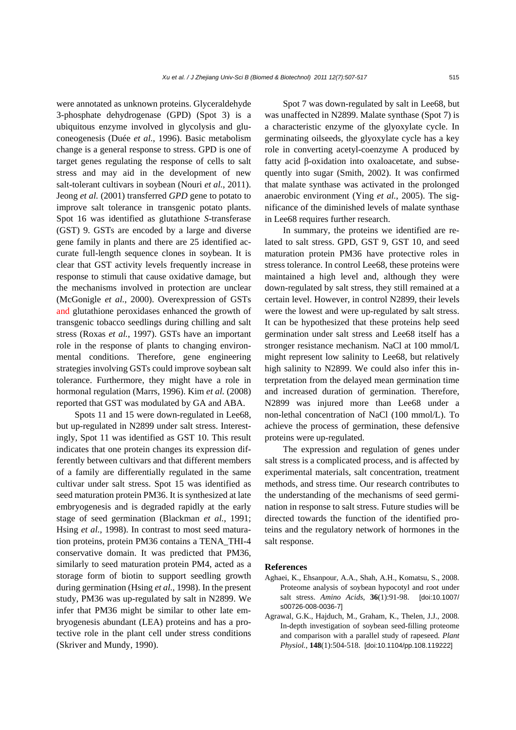were annotated as unknown proteins. Glyceraldehyde 3-phosphate dehydrogenase (GPD) (Spot 3) is a ubiquitous enzyme involved in glycolysis and gluconeogenesis (Duée *et al.*, 1996). Basic metabolism change is a general response to stress. GPD is one of target genes regulating the response of cells to salt stress and may aid in the development of new salt-tolerant cultivars in soybean (Nouri *et al.*, 2011). Jeong *et al.* (2001) transferred *GPD* gene to potato to improve salt tolerance in transgenic potato plants. Spot 16 was identified as glutathione *S*-transferase (GST) 9. GSTs are encoded by a large and diverse gene family in plants and there are 25 identified accurate full-length sequence clones in soybean. It is clear that GST activity levels frequently increase in response to stimuli that cause oxidative damage, but the mechanisms involved in protection are unclear (McGonigle *et al.*, 2000). Overexpression of GSTs and glutathione peroxidases enhanced the growth of transgenic tobacco seedlings during chilling and salt stress (Roxas *et al.*, 1997). GSTs have an important role in the response of plants to changing environmental conditions. Therefore, gene engineering strategies involving GSTs could improve soybean salt tolerance. Furthermore, they might have a role in hormonal regulation (Marrs, 1996). Kim *et al.* (2008) reported that GST was modulated by GA and ABA.

Spots 11 and 15 were down-regulated in Lee68, but up-regulated in N2899 under salt stress. Interestingly, Spot 11 was identified as GST 10. This result indicates that one protein changes its expression differently between cultivars and that different members of a family are differentially regulated in the same cultivar under salt stress. Spot 15 was identified as seed maturation protein PM36. It is synthesized at late embryogenesis and is degraded rapidly at the early stage of seed germination (Blackman *et al.*, 1991; Hsing *et al.*, 1998). In contrast to most seed maturation proteins, protein PM36 contains a TENA_THI-4 conservative domain. It was predicted that PM36, similarly to seed maturation protein PM4, acted as a storage form of biotin to support seedling growth during germination (Hsing *et al.*, 1998). In the present study, PM36 was up-regulated by salt in N2899. We infer that PM36 might be similar to other late embryogenesis abundant (LEA) proteins and has a protective role in the plant cell under stress conditions (Skriver and Mundy, 1990).

Spot 7 was down-regulated by salt in Lee68, but was unaffected in N2899. Malate synthase (Spot 7) is a characteristic enzyme of the glyoxylate cycle. In germinating oilseeds, the glyoxylate cycle has a key role in converting acetyl-coenzyme A produced by fatty acid β-oxidation into oxaloacetate, and subsequently into sugar (Smith, 2002). It was confirmed that malate synthase was activated in the prolonged anaerobic environment (Ying *et al.*, 2005). The significance of the diminished levels of malate synthase in Lee68 requires further research.

In summary, the proteins we identified are related to salt stress. GPD, GST 9, GST 10, and seed maturation protein PM36 have protective roles in stress tolerance. In control Lee68, these proteins were maintained a high level and, although they were down-regulated by salt stress, they still remained at a certain level. However, in control N2899, their levels were the lowest and were up-regulated by salt stress. It can be hypothesized that these proteins help seed germination under salt stress and Lee68 itself has a stronger resistance mechanism. NaCl at 100 mmol/L might represent low salinity to Lee68, but relatively high salinity to N2899. We could also infer this interpretation from the delayed mean germination time and increased duration of germination. Therefore, N2899 was injured more than Lee68 under a non-lethal concentration of NaCl (100 mmol/L). To achieve the process of germination, these defensive proteins were up-regulated.

The expression and regulation of genes under salt stress is a complicated process, and is affected by experimental materials, salt concentration, treatment methods, and stress time. Our research contributes to the understanding of the mechanisms of seed germination in response to salt stress. Future studies will be directed towards the function of the identified proteins and the regulatory network of hormones in the salt response.

## References

Aghaei, K., Ehsanpour, A.A., Shah, A.H., Komatsu, S., 2008. Proteome analysis of soybean hypocotyl and root under salt stress. *Amino Acids*, **36**(1):91-98. [doi:10.1007/s00726-008-0036-7]

Agrawal, G.K., Hajduch, M., Graham, K., Thelen, J.J., 2008. In-depth investigation of soybean seed-filling proteome and comparison with a parallel study of rapeseed. *Plant Physiol.*, **148**(1):504-518. [doi:10.1104/pp.108.119222]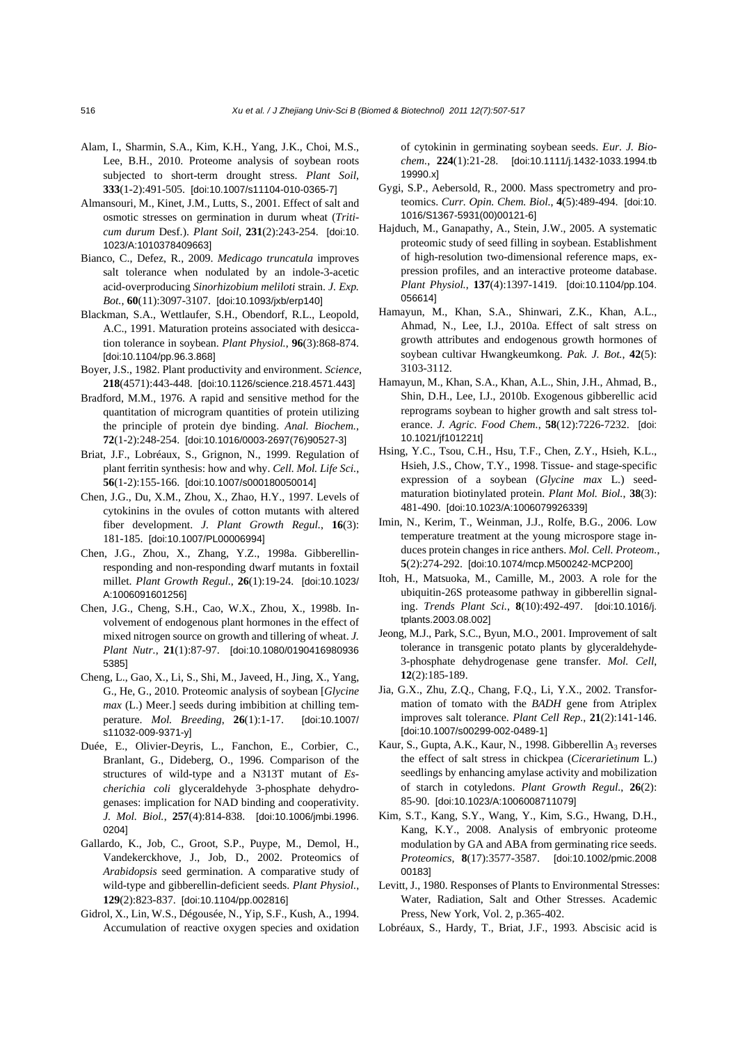Alam, I., Sharmin, S.A., Kim, K.H., Yang, J.K., Choi, M.S., Lee, B.H., 2010. Proteome analysis of soybean roots subjected to short-term drought stress. *Plant Soil*, **333**(1-2):491-505. [doi:10.1007/s11104-010-0365-7]

Almansouri, M., Kinet, J.M., Lutts, S., 2001. Effect of salt and osmotic stresses on germination in durum wheat (*Triticum durum* Desf.). *Plant Soil*, **231**(2):243-254. [doi:10.1023/A:1010378409663]

Bianco, C., Defez, R., 2009. *Medicago truncatula* improves salt tolerance when nodulated by an indole-3-acetic acid-overproducing *Sinorhizobium meliloti* strain. *J. Exp. Bot.*, **60**(11):3097-3107. [doi:10.1093/jxb/erp140]

Blackman, S.A., Wettlaufer, S.H., Obendorf, R.L., Leopold, A.C., 1991. Maturation proteins associated with desiccation tolerance in soybean. *Plant Physiol.*, **96**(3):868-874. [doi:10.1104/pp.96.3.868]

Boyer, J.S., 1982. Plant productivity and environment. *Science*, **218**(4571):443-448. [doi:10.1126/science.218.4571.443]

Bradford, M.M., 1976. A rapid and sensitive method for the quantitation of microgram quantities of protein utilizing the principle of protein dye binding. *Anal. Biochem.*, **72**(1-2):248-254. [doi:10.1016/0003-2697(76)90527-3]

Briat, J.F., Lobréaux, S., Grignon, N., 1999. Regulation of plant ferritin synthesis: how and why. *Cell. Mol. Life Sci.*, **56**(1-2):155-166. [doi:10.1007/s000180050014]

Chen, J.G., Du, X.M., Zhou, X., Zhao, H.Y., 1997. Levels of cytokinins in the ovules of cotton mutants with altered fiber development. *J. Plant Growth Regul.*, **16**(3):181-185. [doi:10.1007/PL00006994]

Chen, J.G., Zhou, X., Zhang, Y.Z., 1998a. Gibberellin-responding and non-responding dwarf mutants in foxtail millet. *Plant Growth Regul.*, **26**(1):19-24. [doi:10.1023/A:1006091601256]

Chen, J.G., Cheng, S.H., Cao, W.X., Zhou, X., 1998b. Involvement of endogenous plant hormones in the effect of mixed nitrogen source on growth and tillering of wheat. *J. Plant Nutr.*, **21**(1):87-97. [doi:10.1080/01904169809365385]

Cheng, L., Gao, X., Li, S., Shi, M., Javeed, H., Jing, X., Yang, G., He, G., 2010. Proteomic analysis of soybean [*Glycine max* (L.) Meer.] seeds during imbibition at chilling temperature. *Mol. Breeding*, **26**(1):1-17. [doi:10.1007/s11032-009-9371-y]

Duée, E., Olivier-Deyris, L., Fanchon, E., Corbier, C., Branlant, G., Dideberg, O., 1996. Comparison of the structures of wild-type and a N313T mutant of *Escherichia coli* glyceraldehyde 3-phosphate dehydrogenases: implication for NAD binding and cooperativity. *J. Mol. Biol.*, **257**(4):814-838. [doi:10.1006/jmbi.1996.0204]

Gallardo, K., Job, C., Groot, S.P., Puype, M., Demol, H., Vandekerckhove, J., Job, D., 2002. Proteomics of *Arabidopsis* seed germination. A comparative study of wild-type and gibberellin-deficient seeds. *Plant Physiol.*, **129**(2):823-837. [doi:10.1104/pp.002816]

Gidrol, X., Lin, W.S., Dégousée, N., Yip, S.F., Kush, A., 1994. Accumulation of reactive oxygen species and oxidation of cytokinin in germinating soybean seeds. *Eur. J. Biochem.*, **224**(1):21-28. [doi:10.1111/j.1432-1033.1994.tb19990.x]

Gygi, S.P., Aebersold, R., 2000. Mass spectrometry and proteomics. *Curr. Opin. Chem. Biol.*, **4**(5):489-494. [doi:10.1016/S1367-5931(00)00121-6]

Hajduch, M., Ganapathy, A., Stein, J.W., 2005. A systematic proteomic study of seed filling in soybean. Establishment of high-resolution two-dimensional reference maps, expression profiles, and an interactive proteome database. *Plant Physiol.*, **137**(4):1397-1419. [doi:10.1104/pp.104.056614]

Hamayun, M., Khan, S.A., Shinwari, Z.K., Khan, A.L., Ahmad, N., Lee, I.J., 2010a. Effect of salt stress on growth attributes and endogenous growth hormones of soybean cultivar Hwangkeumkong. *Pak. J. Bot.*, **42**(5):3103-3112.

Hamayun, M., Khan, S.A., Khan, A.L., Shin, J.H., Ahmad, B., Shin, D.H., Lee, I.J., 2010b. Exogenous gibberellic acid reprograms soybean to higher growth and salt stress tolerance. *J. Agric. Food Chem.*, **58**(12):7226-7232. [doi:10.1021/jf101221t]

Hsing, Y.C., Tsou, C.H., Hsu, T.F., Chen, Z.Y., Hsieh, K.L., Hsieh, J.S., Chow, T.Y., 1998. Tissue- and stage-specific expression of a soybean (*Glycine max* L.) seed-maturation biotinylated protein. *Plant Mol. Biol.*, **38**(3):481-490. [doi:10.1023/A:1006079926339]

Imin, N., Kerim, T., Weinman, J.J., Rolfe, B.G., 2006. Low temperature treatment at the young microspore stage induces protein changes in rice anthers. *Mol. Cell. Proteom.*, **5**(2):274-292. [doi:10.1074/mcp.M500242-MCP200]

Itoh, H., Matsuoka, M., Camille, M., 2003. A role for the ubiquitin-26S proteasome pathway in gibberellin signaling. *Trends Plant Sci.*, **8**(10):492-497. [doi:10.1016/j.tplants.2003.08.002]

Jeong, M.J., Park, S.C., Byun, M.O., 2001. Improvement of salt tolerance in transgenic potato plants by glyceraldehyde-3-phosphate dehydrogenase gene transfer. *Mol. Cell*, **12**(2):185-189.

Jia, G.X., Zhu, Z.Q., Chang, F.Q., Li, Y.X., 2002. Transformation of tomato with the *BADH* gene from Atriplex improves salt tolerance. *Plant Cell Rep.*, **21**(2):141-146. [doi:10.1007/s00299-002-0489-1]

Kaur, S., Gupta, A.K., Kaur, N., 1998. Gibberellin $A_3$ reverses the effect of salt stress in chickpea (*Cicerarietinum* L.) seedlings by enhancing amylase activity and mobilization of starch in cotyledons. *Plant Growth Regul.*, **26**(2):85-90. [doi:10.1023/A:1006008711079]

Kim, S.T., Kang, S.Y., Wang, Y., Kim, S.G., Hwang, D.H., Kang, K.Y., 2008. Analysis of embryonic proteome modulation by GA and ABA from germinating rice seeds. *Proteomics*, **8**(17):3577-3587. [doi:10.1002/pmic.200800183]

Levitt, J., 1980. Responses of Plants to Environmental Stresses: Water, Radiation, Salt and Other Stresses. Academic Press, New York, Vol. 2, p.365-402.

Lobréaux, S., Hardy, T., Briat, J.F., 1993. Abscisic acid is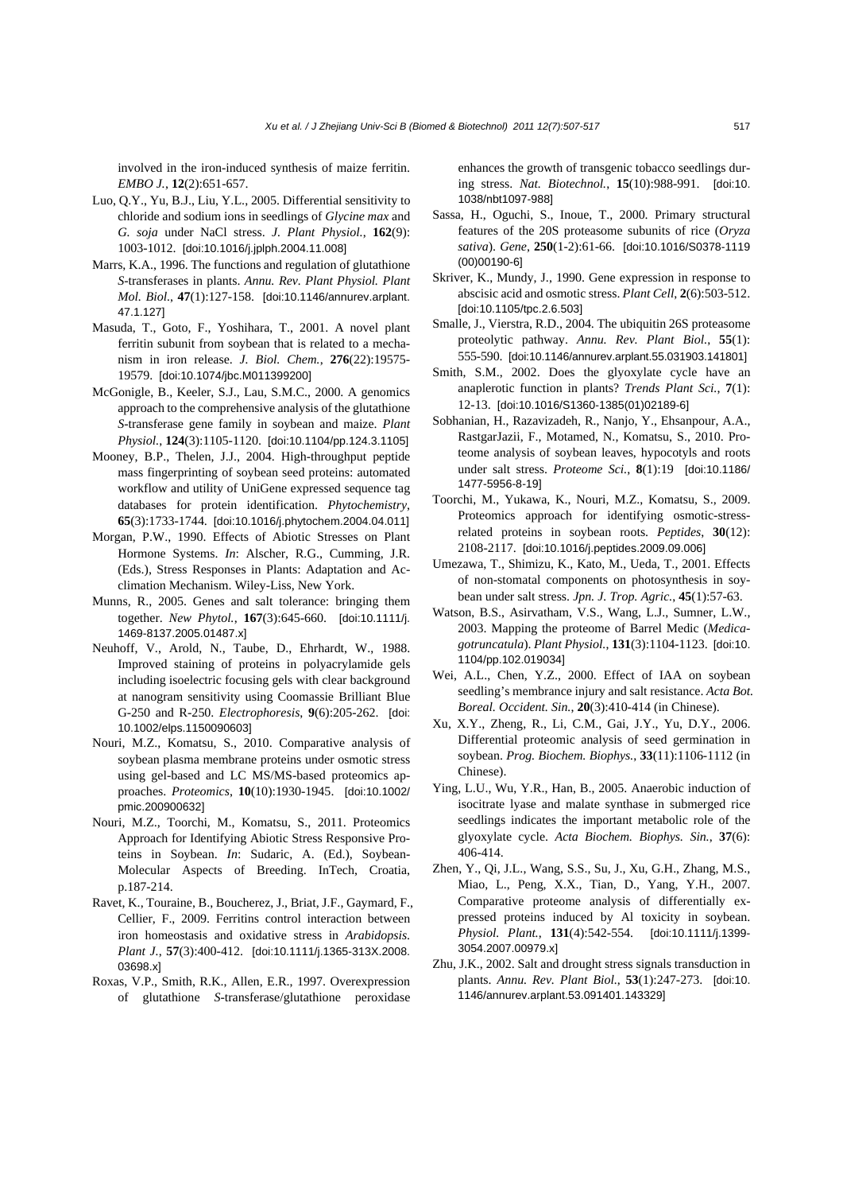involved in the iron-induced synthesis of maize ferritin. *EMBO J.*, **12**(2):651-657.

Luo, Q.Y., Yu, B.J., Liu, Y.L., 2005. Differential sensitivity to chloride and sodium ions in seedlings of *Glycine max* and *G. soja* under NaCl stress. *J. Plant Physiol.*, **162**(9): 1003-1012. [doi:10.1016/j.jplph.2004.11.008]

Marrs, K.A., 1996. The functions and regulation of glutathione *S*-transferases in plants. *Annu. Rev. Plant Physiol. Plant Mol. Biol.*, **47**(1):127-158. [doi:10.1146/annurev.arplant.47.1.127]

Masuda, T., Goto, F., Yoshihara, T., 2001. A novel plant ferritin subunit from soybean that is related to a mechanism in iron release. *J. Biol. Chem.*, **276**(22):19575-19579. [doi:10.1074/jbc.M011399200]

McGonigle, B., Keeler, S.J., Lau, S.M.C., 2000. A genomics approach to the comprehensive analysis of the glutathione *S*-transferase gene family in soybean and maize. *Plant Physiol.*, **124**(3):1105-1120. [doi:10.1104/pp.124.3.1105]

Mooney, B.P., Thelen, J.J., 2004. High-throughput peptide mass fingerprinting of soybean seed proteins: automated workflow and utility of UniGene expressed sequence tag databases for protein identification. *Phytochemistry*, **65**(3):1733-1744. [doi:10.1016/j.phytochem.2004.04.011]

Morgan, P.W., 1990. Effects of Abiotic Stresses on Plant Hormone Systems. *In*: Alscher, R.G., Cumming, J.R. (Eds.), Stress Responses in Plants: Adaptation and Acclimation Mechanism. Wiley-Liss, New York.

Munns, R., 2005. Genes and salt tolerance: bringing them together. *New Phytol.*, **167**(3):645-660. [doi:10.1111/j.1469-8137.2005.01487.x]

Neuhoff, V., Arold, N., Taube, D., Ehrhardt, W., 1988. Improved staining of proteins in polyacrylamide gels including isoelectric focusing gels with clear background at nanogram sensitivity using Coomassie Brilliant Blue G-250 and R-250. *Electrophoresis*, **9**(6):205-262. [doi:10.1002/elps.1150090603]

Nouri, M.Z., Komatsu, S., 2010. Comparative analysis of soybean plasma membrane proteins under osmotic stress using gel-based and LC MS/MS-based proteomics approaches. *Proteomics*, **10**(10):1930-1945. [doi:10.1002/pmic.200900632]

Nouri, M.Z., Toorchi, M., Komatsu, S., 2011. Proteomics Approach for Identifying Abiotic Stress Responsive Proteins in Soybean. *In*: Sudaric, A. (Ed.), Soybean-Molecular Aspects of Breeding. InTech, Croatia, p.187-214.

Ravet, K., Touraine, B., Boucherez, J., Briat, J.F., Gaymard, F., Cellier, F., 2009. Ferritins control interaction between iron homeostasis and oxidative stress in *Arabidopsis*. *Plant J.*, **57**(3):400-412. [doi:10.1111/j.1365-313X.2008.03698.x]

Roxas, V.P., Smith, R.K., Allen, E.R., 1997. Overexpression of glutathione *S*-transferase/glutathione peroxidase enhances the growth of transgenic tobacco seedlings during stress. *Nat. Biotechnol.*, **15**(10):988-991. [doi:10.1038/nbt1097-988]

Sassa, H., Oguchi, S., Inoue, T., 2000. Primary structural features of the 20S proteasome subunits of rice (*Oryza sativa*). *Gene*, **250**(1-2):61-66. [doi:10.1016/S0378-1119(00)00190-6]

Skriver, K., Mundy, J., 1990. Gene expression in response to abscisic acid and osmotic stress. *Plant Cell*, **2**(6):503-512. [doi:10.1105/tpc.2.6.503]

Smalle, J., Vierstra, R.D., 2004. The ubiquitin 26S proteasome proteolytic pathway. *Annu. Rev. Plant Biol.*, **55**(1): 555-590. [doi:10.1146/annurev.arplant.55.031903.141801]

Smith, S.M., 2002. Does the glyoxylate cycle have an anaplerotic function in plants? *Trends Plant Sci.*, **7**(1): 12-13. [doi:10.1016/S1360-1385(01)02189-6]

Sobhanian, H., Razavizadeh, R., Nanjo, Y., Ehsanpour, A.A., RastgarJazii, F., Motamed, N., Komatsu, S., 2010. Proteome analysis of soybean leaves, hypocotyls and roots under salt stress. *Proteome Sci.*, **8**(1):19 [doi:10.1186/1477-5956-8-19]

Toorchi, M., Yukawa, K., Nouri, M.Z., Komatsu, S., 2009. Proteomics approach for identifying osmotic-stress-related proteins in soybean roots. *Peptides*, **30**(12): 2108-2117. [doi:10.1016/j.peptides.2009.09.006]

Umezawa, T., Shimizu, K., Kato, M., Ueda, T., 2001. Effects of non-stomatal components on photosynthesis in soybean under salt stress. *Jpn. J. Trop. Agric.*, **45**(1):57-63.

Watson, B.S., Asirvatham, V.S., Wang, L.J., Sumner, L.W., 2003. Mapping the proteome of Barrel Medic (*Medicagotruncatula*). *Plant Physiol.*, **131**(3):1104-1123. [doi:10.1104/pp.102.019034]

Wei, A.L., Chen, Y.Z., 2000. Effect of IAA on soybean seedling's membrance injury and salt resistance. *Acta Bot. Boreal. Occident. Sin.*, **20**(3):410-414 (in Chinese).

Xu, X.Y., Zheng, R., Li, C.M., Gai, J.Y., Yu, D.Y., 2006. Differential proteomic analysis of seed germination in soybean. *Prog. Biochem. Biophys.*, **33**(11):1106-1112 (in Chinese).

Ying, L.U., Wu, Y.R., Han, B., 2005. Anaerobic induction of isocitrate lyase and malate synthase in submerged rice seedlings indicates the important metabolic role of the glyoxylate cycle. *Acta Biochem. Biophys. Sin.*, **37**(6): 406-414.

Zhen, Y., Qi, J.L., Wang, S.S., Su, J., Xu, G.H., Zhang, M.S., Miao, L., Peng, X.X., Tian, D., Yang, Y.H., 2007. Comparative proteome analysis of differentially expressed proteins induced by Al toxicity in soybean. *Physiol. Plant.*, **131**(4):542-554. [doi:10.1111/j.1399-3054.2007.00979.x]

Zhu, J.K., 2002. Salt and drought stress signals transduction in plants. *Annu. Rev. Plant Biol.*, **53**(1):247-273. [doi:10.1146/annurev.arplant.53.091401.143329]